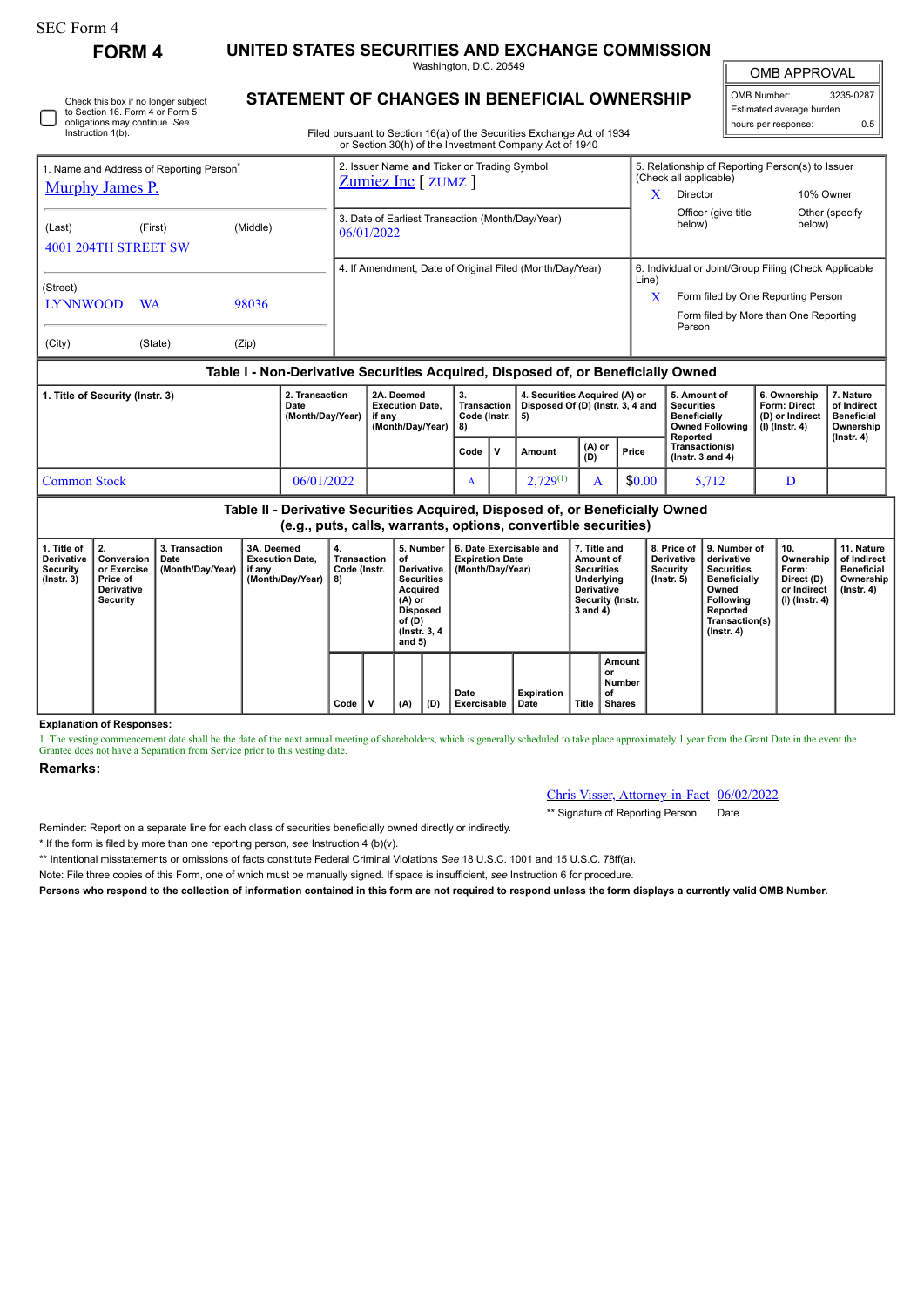SEC Form 4

# FORM 4

## UNITED STATES SECURITIES AND EXCHANGE COMMISSION

Washington, D.C. 20549

## STATEMENT OF CHANGES IN BENEFICIAL OWNERSHIP

Filed pursuant to Section 16(a) of the Securities Exchange Act of 1934 or Section 30(h) of the Investment Company Act of 1940

| OMB APPROVAL | |
|---|---|
| OMB Number: | 3235-0287 |
| Estimated average burden | |
| hours per response: | 0.5 |

☐ Check this box if no longer subject to Section 16. Form 4 or Form 5 obligations may continue. *See* Instruction 1(b).

| 1. Name and Address of Reporting Person* | 2. Issuer Name **and** Ticker or Trading Symbol | 5. Relationship of Reporting Person(s) to Issuer (Check all applicable) |
|---|---|---|
| Murphy James P. | Zumiez Inc [ ZUMZ ] | X Director; 10% Owner; Officer (give title below); Other (specify below) |
| (Last) (First) (Middle) | 3. Date of Earliest Transaction (Month/Day/Year) | |
| 4001 204TH STREET SW | 06/01/2022 | |
| (Street) | 4. If Amendment, Date of Original Filed (Month/Day/Year) | 6. Individual or Joint/Group Filing (Check Applicable Line) |
| LYNNWOOD WA 98036 | | X Form filed by One Reporting Person; Form filed by More than One Reporting Person |
| (City) (State) (Zip) | | |

### Table I - Non-Derivative Securities Acquired, Disposed of, or Beneficially Owned

| 1. Title of Security (Instr. 3) | 2. Transaction Date (Month/Day/Year) | 2A. Deemed Execution Date, if any (Month/Day/Year) | 3. Transaction Code (Instr. 8) | | 4. Securities Acquired (A) or Disposed Of (D) (Instr. 3, 4 and 5) | | | 5. Amount of Securities Beneficially Owned Following Reported Transaction(s) (Instr. 3 and 4) | 6. Ownership Form: Direct (D) or Indirect (I) (Instr. 4) | 7. Nature of Indirect Beneficial Ownership (Instr. 4) |
|---|---|---|---|---|---|---|---|---|---|---|
| | | | Code | V | Amount | (A) or (D) | Price | | | |
| Common Stock | 06/01/2022 | | A | | 2,729[(1)] | A | $0.00 | 5,712 | D | |

### Table II - Derivative Securities Acquired, Disposed of, or Beneficially Owned (e.g., puts, calls, warrants, options, convertible securities)

| 1. Title of Derivative Security (Instr. 3) | 2. Conversion or Exercise Price of Derivative Security | 3. Transaction Date (Month/Day/Year) | 3A. Deemed Execution Date, if any (Month/Day/Year) | 4. Transaction Code (Instr. 8) | | 5. Number of Derivative Securities Acquired (A) or Disposed of (D) (Instr. 3, 4 and 5) | | 6. Date Exercisable and Expiration Date (Month/Day/Year) | | 7. Title and Amount of Securities Underlying Derivative Security (Instr. 3 and 4) | | 8. Price of Derivative Security (Instr. 5) | 9. Number of derivative Securities Beneficially Owned Following Reported Transaction(s) (Instr. 4) | 10. Ownership Form: Direct (D) or Indirect (I) (Instr. 4) | 11. Nature of Indirect Beneficial Ownership (Instr. 4) |
|---|---|---|---|---|---|---|---|---|---|---|---|---|---|---|---|
| | | | | Code | V | (A) | (D) | Date Exercisable | Expiration Date | Title | Amount or Number of Shares | | | | |

**Explanation of Responses:**

1. The vesting commencement date shall be the date of the next annual meeting of shareholders, which is generally scheduled to take place approximately 1 year from the Grant Date in the event the Grantee does not have a Separation from Service prior to this vesting date.

**Remarks:**

Chris Visser, Attorney-in-Fact 06/02/2022

** Signature of Reporting Person Date

Reminder: Report on a separate line for each class of securities beneficially owned directly or indirectly.

* If the form is filed by more than one reporting person, *see* Instruction 4 (b)(v).

** Intentional misstatements or omissions of facts constitute Federal Criminal Violations *See* 18 U.S.C. 1001 and 15 U.S.C. 78ff(a).

Note: File three copies of this Form, one of which must be manually signed. If space is insufficient, *see* Instruction 6 for procedure.

**Persons who respond to the collection of information contained in this form are not required to respond unless the form displays a currently valid OMB Number.**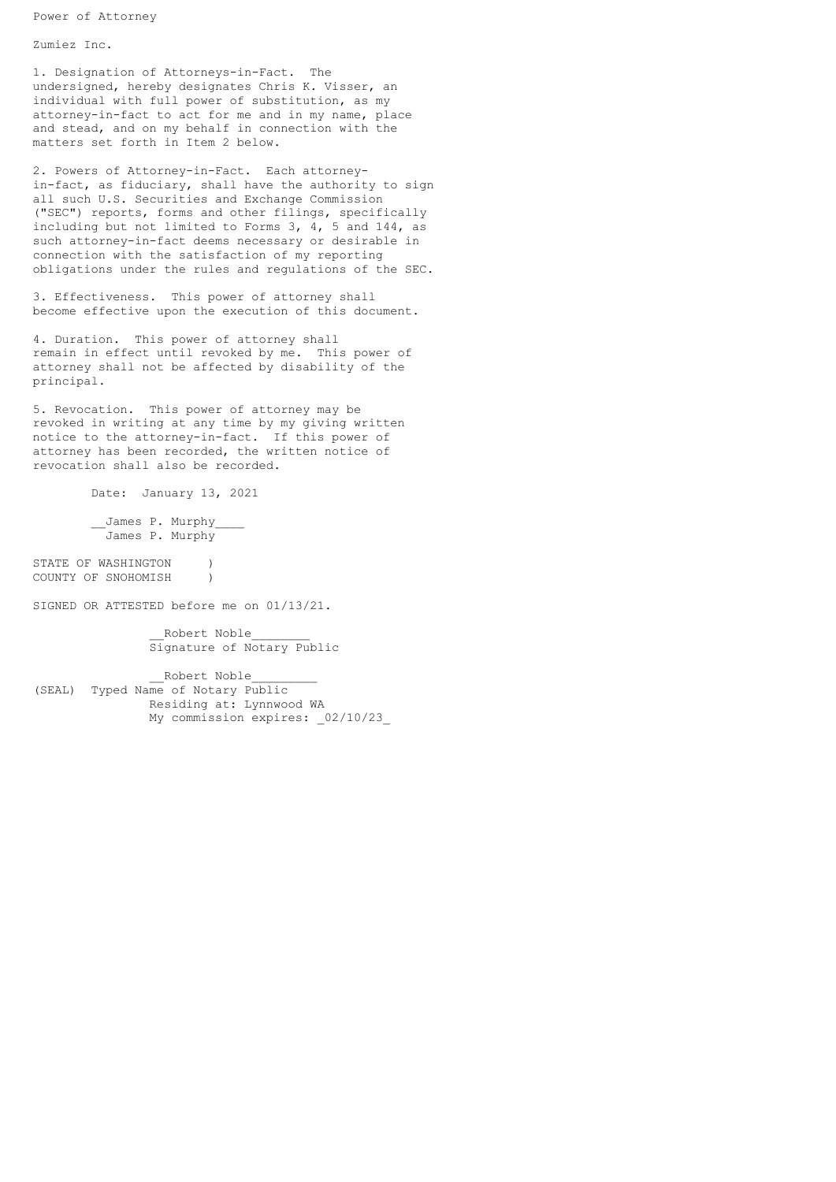Power of Attorney

Zumiez Inc.

1. Designation of Attorneys-in-Fact. The undersigned, hereby designates Chris K. Visser, an individual with full power of substitution, as my attorney-in-fact to act for me and in my name, place and stead, and on my behalf in connection with the matters set forth in Item 2 below.

2. Powers of Attorney-in-Fact. Each attorney-in-fact, as fiduciary, shall have the authority to sign all such U.S. Securities and Exchange Commission ("SEC") reports, forms and other filings, specifically including but not limited to Forms 3, 4, 5 and 144, as such attorney-in-fact deems necessary or desirable in connection with the satisfaction of my reporting obligations under the rules and regulations of the SEC.

3. Effectiveness. This power of attorney shall become effective upon the execution of this document.

4. Duration. This power of attorney shall remain in effect until revoked by me. This power of attorney shall not be affected by disability of the principal.

5. Revocation. This power of attorney may be revoked in writing at any time by my giving written notice to the attorney-in-fact. If this power of attorney has been recorded, the written notice of revocation shall also be recorded.

Date: January 13, 2021

__James P. Murphy____
James P. Murphy

STATE OF WASHINGTON )
COUNTY OF SNOHOMISH )

SIGNED OR ATTESTED before me on 01/13/21.

__Robert Noble________
Signature of Notary Public

__Robert Noble_________
(SEAL) Typed Name of Notary Public
Residing at: Lynnwood WA
My commission expires: _02/10/23_